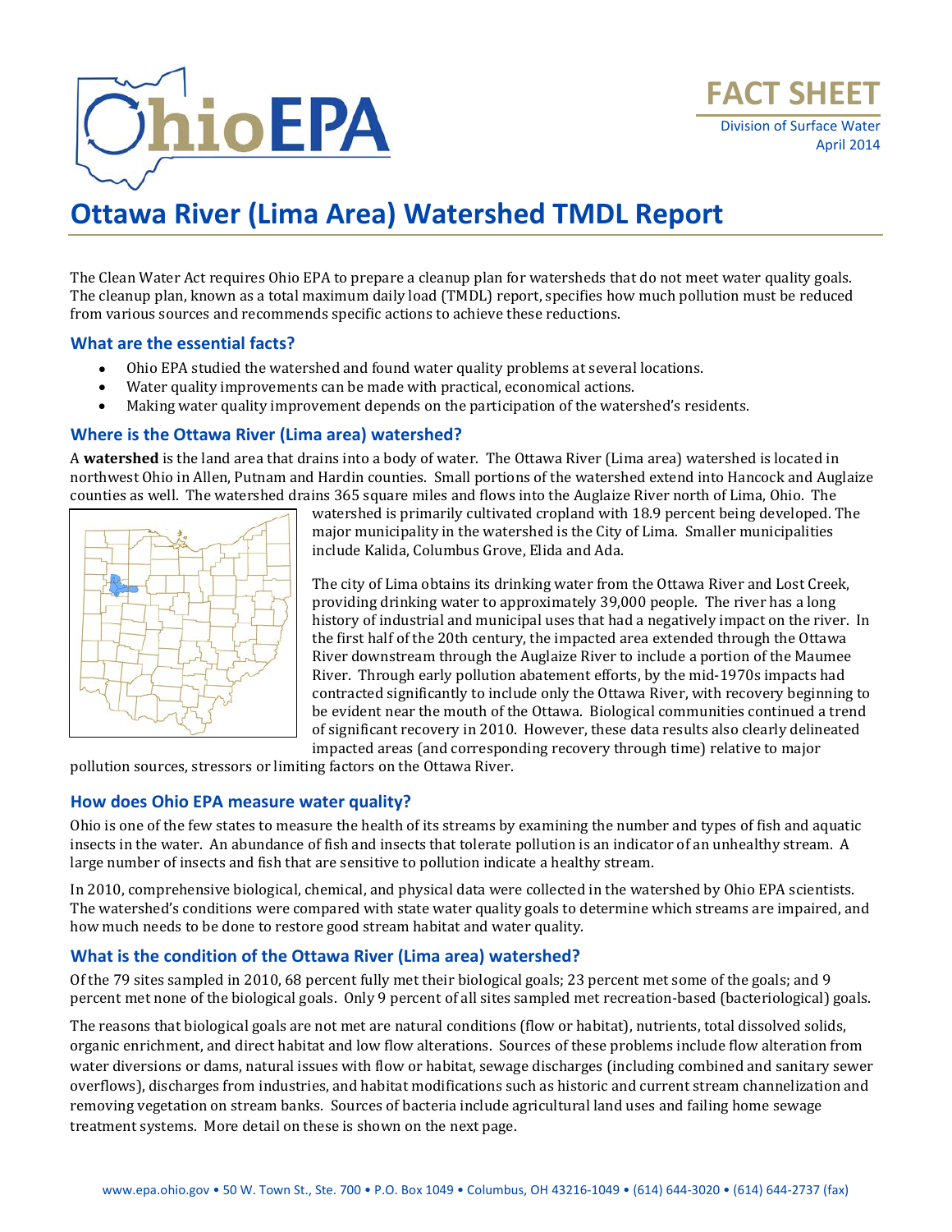FACT SHEET

Division of Surface Water
April 2014

# Ottawa River (Lima Area) Watershed TMDL Report

The Clean Water Act requires Ohio EPA to prepare a cleanup plan for watersheds that do not meet water quality goals. The cleanup plan, known as a total maximum daily load (TMDL) report, specifies how much pollution must be reduced from various sources and recommends specific actions to achieve these reductions.

## What are the essential facts?

- Ohio EPA studied the watershed and found water quality problems at several locations.
- Water quality improvements can be made with practical, economical actions.
- Making water quality improvement depends on the participation of the watershed's residents.

## Where is the Ottawa River (Lima area) watershed?

A **watershed** is the land area that drains into a body of water. The Ottawa River (Lima area) watershed is located in northwest Ohio in Allen, Putnam and Hardin counties. Small portions of the watershed extend into Hancock and Auglaize counties as well. The watershed drains 365 square miles and flows into the Auglaize River north of Lima, Ohio. The watershed is primarily cultivated cropland with 18.9 percent being developed. The major municipality in the watershed is the City of Lima. Smaller municipalities include Kalida, Columbus Grove, Elida and Ada.

The city of Lima obtains its drinking water from the Ottawa River and Lost Creek, providing drinking water to approximately 39,000 people. The river has a long history of industrial and municipal uses that had a negatively impact on the river. In the first half of the 20th century, the impacted area extended through the Ottawa River downstream through the Auglaize River to include a portion of the Maumee River. Through early pollution abatement efforts, by the mid-1970s impacts had contracted significantly to include only the Ottawa River, with recovery beginning to be evident near the mouth of the Ottawa. Biological communities continued a trend of significant recovery in 2010. However, these data results also clearly delineated impacted areas (and corresponding recovery through time) relative to major pollution sources, stressors or limiting factors on the Ottawa River.

## How does Ohio EPA measure water quality?

Ohio is one of the few states to measure the health of its streams by examining the number and types of fish and aquatic insects in the water. An abundance of fish and insects that tolerate pollution is an indicator of an unhealthy stream. A large number of insects and fish that are sensitive to pollution indicate a healthy stream.

In 2010, comprehensive biological, chemical, and physical data were collected in the watershed by Ohio EPA scientists. The watershed's conditions were compared with state water quality goals to determine which streams are impaired, and how much needs to be done to restore good stream habitat and water quality.

## What is the condition of the Ottawa River (Lima area) watershed?

Of the 79 sites sampled in 2010, 68 percent fully met their biological goals; 23 percent met some of the goals; and 9 percent met none of the biological goals. Only 9 percent of all sites sampled met recreation-based (bacteriological) goals.

The reasons that biological goals are not met are natural conditions (flow or habitat), nutrients, total dissolved solids, organic enrichment, and direct habitat and low flow alterations. Sources of these problems include flow alteration from water diversions or dams, natural issues with flow or habitat, sewage discharges (including combined and sanitary sewer overflows), discharges from industries, and habitat modifications such as historic and current stream channelization and removing vegetation on stream banks. Sources of bacteria include agricultural land uses and failing home sewage treatment systems. More detail on these is shown on the next page.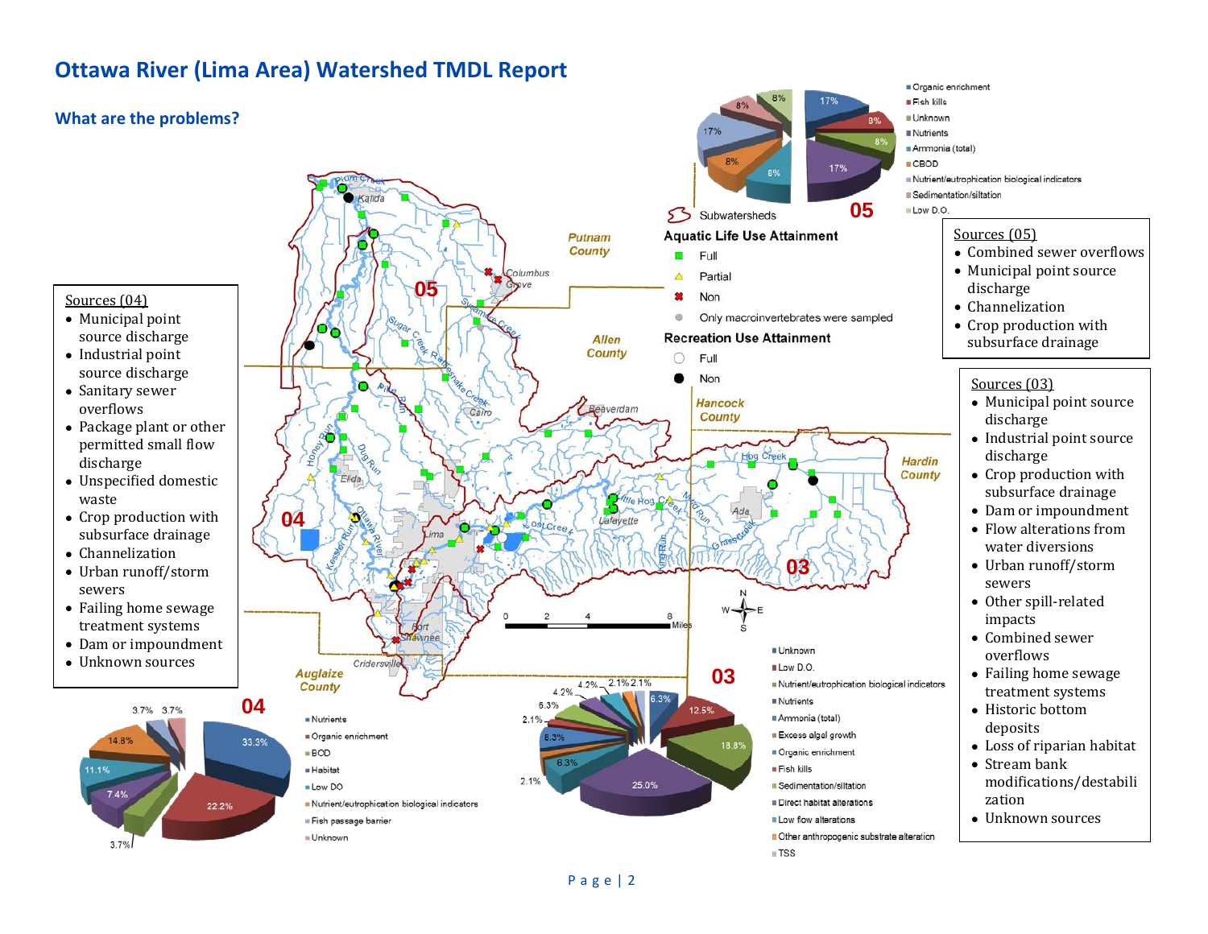# Ottawa River (Lima Area) Watershed TMDL Report

## What are the problems?

**Sources (04)**

- Municipal point source discharge
- Industrial point source discharge
- Sanitary sewer overflows
- Package plant or other permitted small flow discharge
- Unspecified domestic waste
- Crop production with subsurface drainage
- Channelization
- Urban runoff/storm sewers
- Failing home sewage treatment systems
- Dam or impoundment
- Unknown sources

**Sources (05)**

- Combined sewer overflows
- Municipal point source discharge
- Channelization
- Crop production with subsurface drainage

**Sources (03)**

- Municipal point source discharge
- Industrial point source discharge
- Crop production with subsurface drainage
- Dam or impoundment
- Flow alterations from water diversions
- Urban runoff/storm sewers
- Other spill-related impacts
- Combined sewer overflows
- Failing home sewage treatment systems
- Historic bottom deposits
- Loss of riparian habitat
- Stream bank modifications/destabilization
- Unknown sources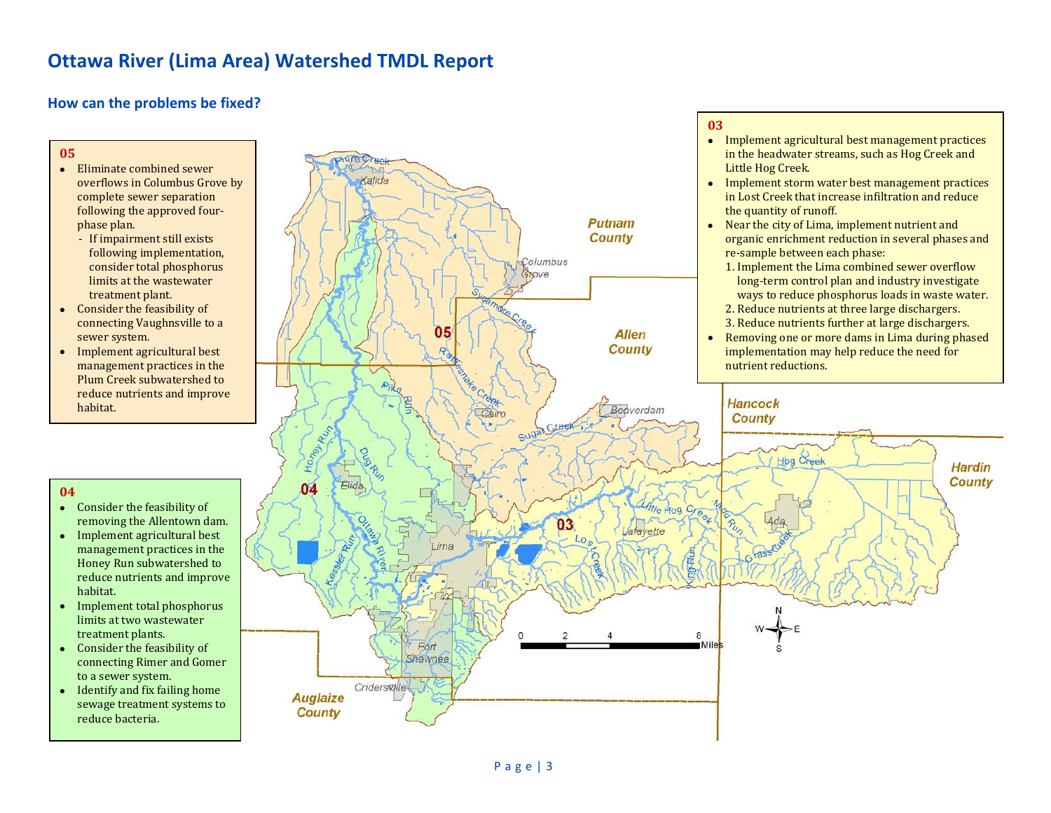# Ottawa River (Lima Area) Watershed TMDL Report

## How can the problems be fixed?

### 05

- Eliminate combined sewer overflows in Columbus Grove by complete sewer separation following the approved four-phase plan.
  - If impairment still exists following implementation, consider total phosphorus limits at the wastewater treatment plant.
- Consider the feasibility of connecting Vaughnsville to a sewer system.
- Implement agricultural best management practices in the Plum Creek subwatershed to reduce nutrients and improve habitat.

### 04

- Consider the feasibility of removing the Allentown dam.
- Implement agricultural best management practices in the Honey Run subwatershed to reduce nutrients and improve habitat.
- Implement total phosphorus limits at two wastewater treatment plants.
- Consider the feasibility of connecting Rimer and Gomer to a sewer system.
- Identify and fix failing home sewage treatment systems to reduce bacteria.

### 03

- Implement agricultural best management practices in the headwater streams, such as Hog Creek and Little Hog Creek.
- Implement storm water best management practices in Lost Creek that increase infiltration and reduce the quantity of runoff.
- Near the city of Lima, implement nutrient and organic enrichment reduction in several phases and re-sample between each phase:
  1. Implement the Lima combined sewer overflow long-term control plan and industry investigate ways to reduce phosphorus loads in waste water.
  2. Reduce nutrients at three large dischargers.
  3. Reduce nutrients further at large dischargers.
- Removing one or more dams in Lima during phased implementation may help reduce the need for nutrient reductions.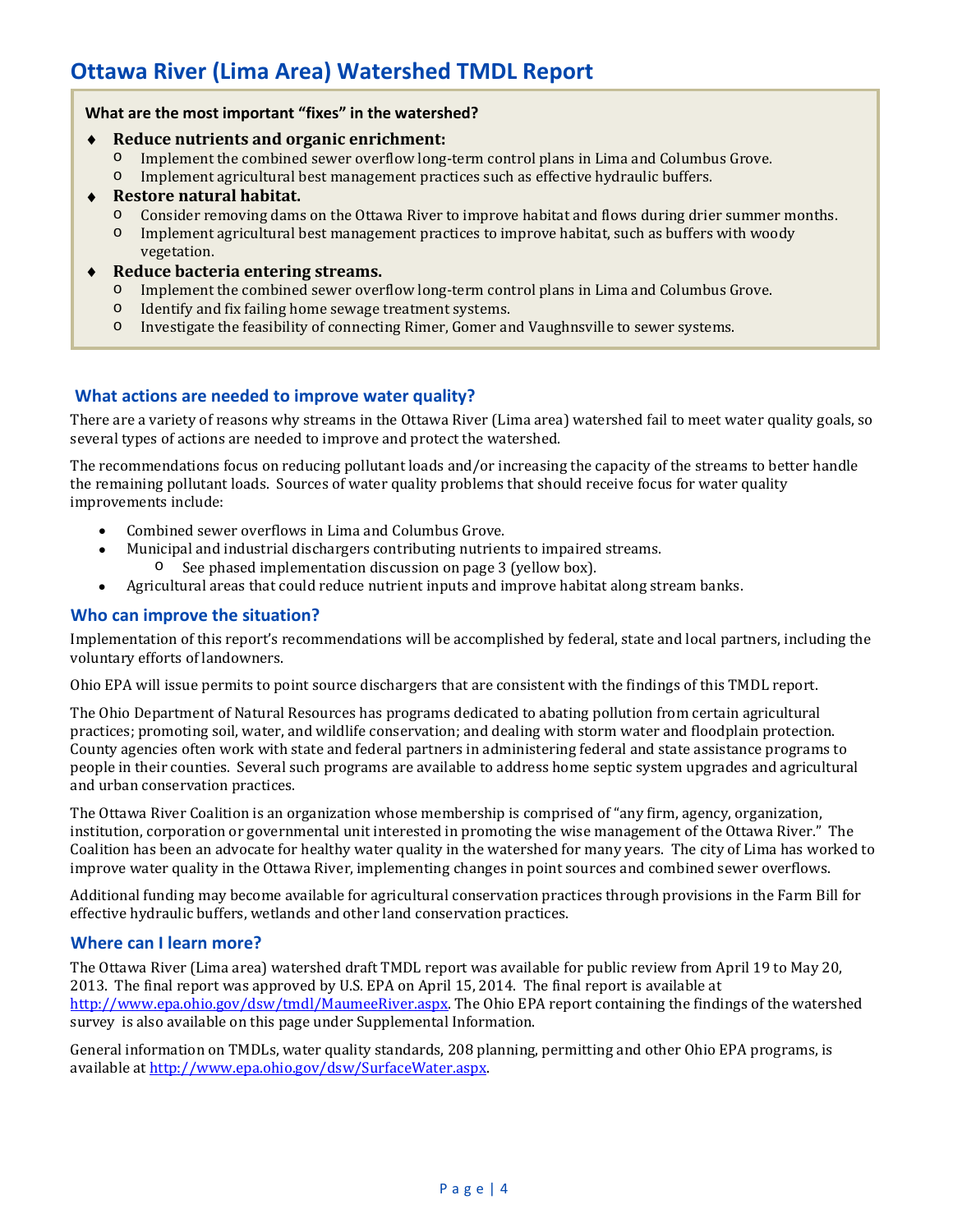# Ottawa River (Lima Area) Watershed TMDL Report

**What are the most important "fixes" in the watershed?**

- **Reduce nutrients and organic enrichment:**
  - Implement the combined sewer overflow long-term control plans in Lima and Columbus Grove.
  - Implement agricultural best management practices such as effective hydraulic buffers.
- **Restore natural habitat.**
  - Consider removing dams on the Ottawa River to improve habitat and flows during drier summer months.
  - Implement agricultural best management practices to improve habitat, such as buffers with woody vegetation.
- **Reduce bacteria entering streams.**
  - Implement the combined sewer overflow long-term control plans in Lima and Columbus Grove.
  - Identify and fix failing home sewage treatment systems.
  - Investigate the feasibility of connecting Rimer, Gomer and Vaughnsville to sewer systems.

## What actions are needed to improve water quality?

There are a variety of reasons why streams in the Ottawa River (Lima area) watershed fail to meet water quality goals, so several types of actions are needed to improve and protect the watershed.

The recommendations focus on reducing pollutant loads and/or increasing the capacity of the streams to better handle the remaining pollutant loads. Sources of water quality problems that should receive focus for water quality improvements include:

- Combined sewer overflows in Lima and Columbus Grove.
- Municipal and industrial dischargers contributing nutrients to impaired streams.
  - See phased implementation discussion on page 3 (yellow box).
- Agricultural areas that could reduce nutrient inputs and improve habitat along stream banks.

## Who can improve the situation?

Implementation of this report's recommendations will be accomplished by federal, state and local partners, including the voluntary efforts of landowners.

Ohio EPA will issue permits to point source dischargers that are consistent with the findings of this TMDL report.

The Ohio Department of Natural Resources has programs dedicated to abating pollution from certain agricultural practices; promoting soil, water, and wildlife conservation; and dealing with storm water and floodplain protection. County agencies often work with state and federal partners in administering federal and state assistance programs to people in their counties. Several such programs are available to address home septic system upgrades and agricultural and urban conservation practices.

The Ottawa River Coalition is an organization whose membership is comprised of "any firm, agency, organization, institution, corporation or governmental unit interested in promoting the wise management of the Ottawa River." The Coalition has been an advocate for healthy water quality in the watershed for many years. The city of Lima has worked to improve water quality in the Ottawa River, implementing changes in point sources and combined sewer overflows.

Additional funding may become available for agricultural conservation practices through provisions in the Farm Bill for effective hydraulic buffers, wetlands and other land conservation practices.

## Where can I learn more?

The Ottawa River (Lima area) watershed draft TMDL report was available for public review from April 19 to May 20, 2013. The final report was approved by U.S. EPA on April 15, 2014. The final report is available at http://www.epa.ohio.gov/dsw/tmdl/MaumeeRiver.aspx. The Ohio EPA report containing the findings of the watershed survey is also available on this page under Supplemental Information.

General information on TMDLs, water quality standards, 208 planning, permitting and other Ohio EPA programs, is available at http://www.epa.ohio.gov/dsw/SurfaceWater.aspx.